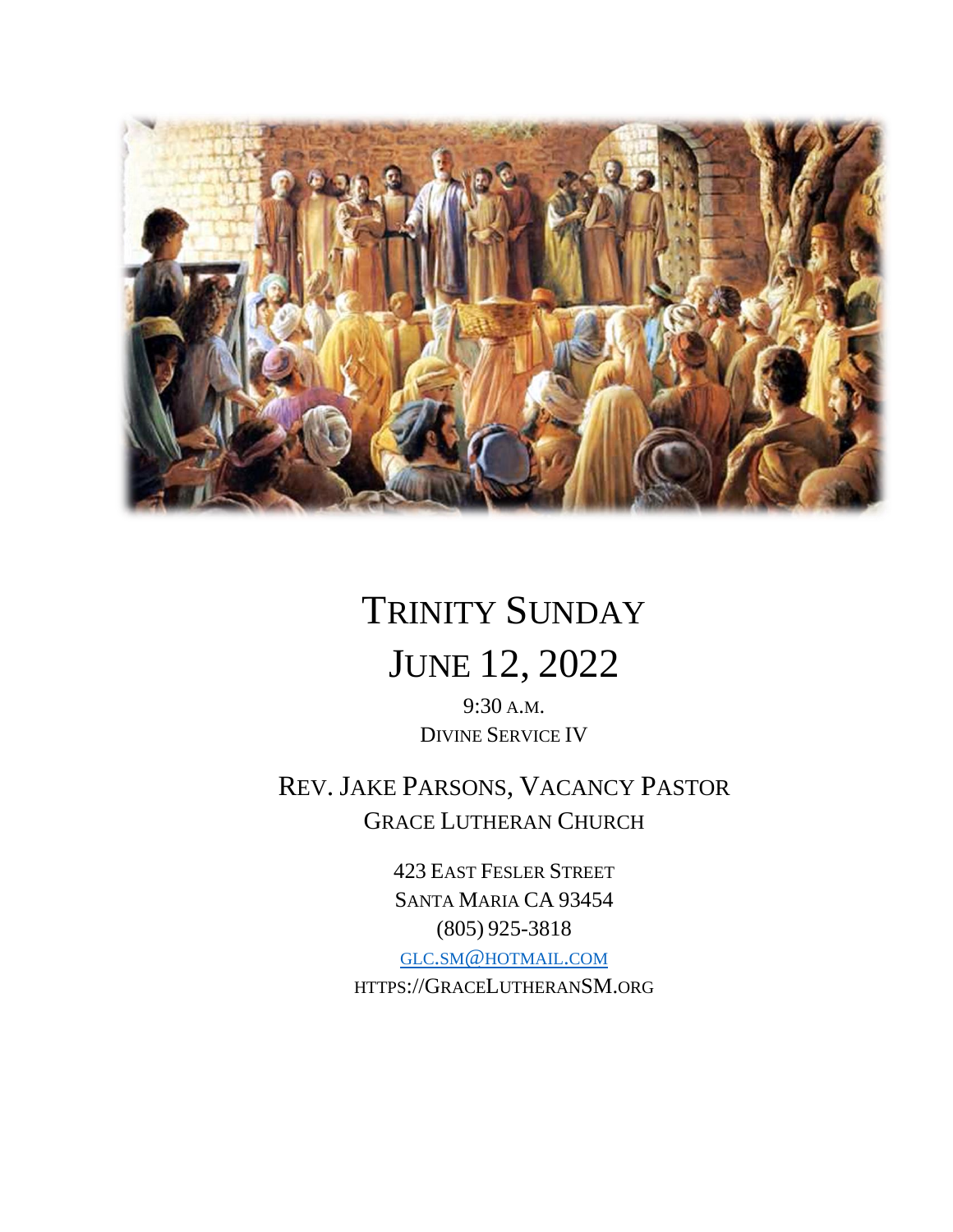# TRINITY SUNDAY

# JUNE 12, 2022

9:30 A.M.

DIVINE SERVICE IV

## REV. JAKE PARSONS, VACANCY PASTOR

GRACE LUTHERAN CHURCH

423 EAST FESLER STREET

SANTA MARIA CA 93454

(805) 925-3818

GLC.SM@HOTMAIL.COM

HTTPS://GRACELUTHERANSM.ORG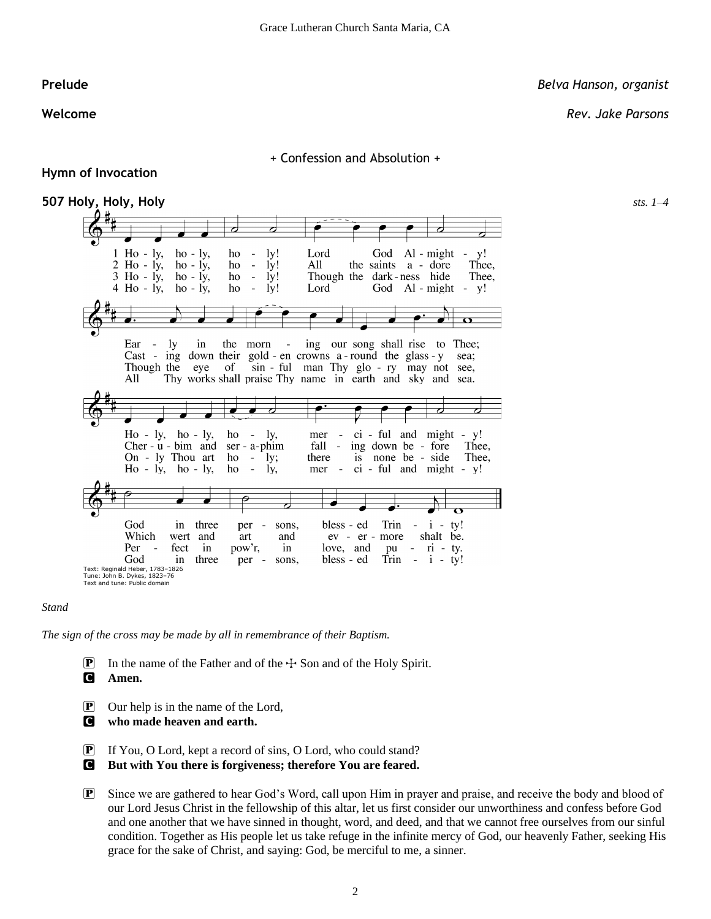**Prelude** *Belva Hanson, organist*

**Welcome** *Rev. Jake Parsons*

+ Confession and Absolution +

**Hymn of Invocation**

**507 Holy, Holy, Holy** *sts. 1–4*

1 Holy, holy, holy! Lord God Almighty!
Early in the morning our song shall rise to Thee;
Holy, holy, holy, merciful and mighty!
God in three persons, blessed Trinity!

2 Holy, holy, holy! All the saints adore Thee,
Casting down their golden crowns around the glassy sea;
Cherubim and seraphim falling down before Thee,
Which wert and art and evermore shalt be.

3 Holy, holy, holy! Though the darkness hide Thee,
Though the eye of sinful man Thy glory may not see,
Only Thou art holy; there is none beside Thee,
Perfect in pow'r, in love, and purity.

4 Holy, holy, holy! Lord God Almighty!
All Thy works shall praise Thy name in earth and sky and sea.
Holy, holy, holy, merciful and mighty!
God in three persons, blessed Trinity!

Text: Reginald Heber, 1783–1826
Tune: John B. Dykes, 1823–76
Text and tune: Public domain

*Stand*

*The sign of the cross may be made by all in remembrance of their Baptism.*

P In the name of the Father and of the ☩ Son and of the Holy Spirit.
C **Amen.**

P Our help is in the name of the Lord,
C **who made heaven and earth.**

P If You, O Lord, kept a record of sins, O Lord, who could stand?
C **But with You there is forgiveness; therefore You are feared.**

P Since we are gathered to hear God's Word, call upon Him in prayer and praise, and receive the body and blood of our Lord Jesus Christ in the fellowship of this altar, let us first consider our unworthiness and confess before God and one another that we have sinned in thought, word, and deed, and that we cannot free ourselves from our sinful condition. Together as His people let us take refuge in the infinite mercy of God, our heavenly Father, seeking His grace for the sake of Christ, and saying: God, be merciful to me, a sinner.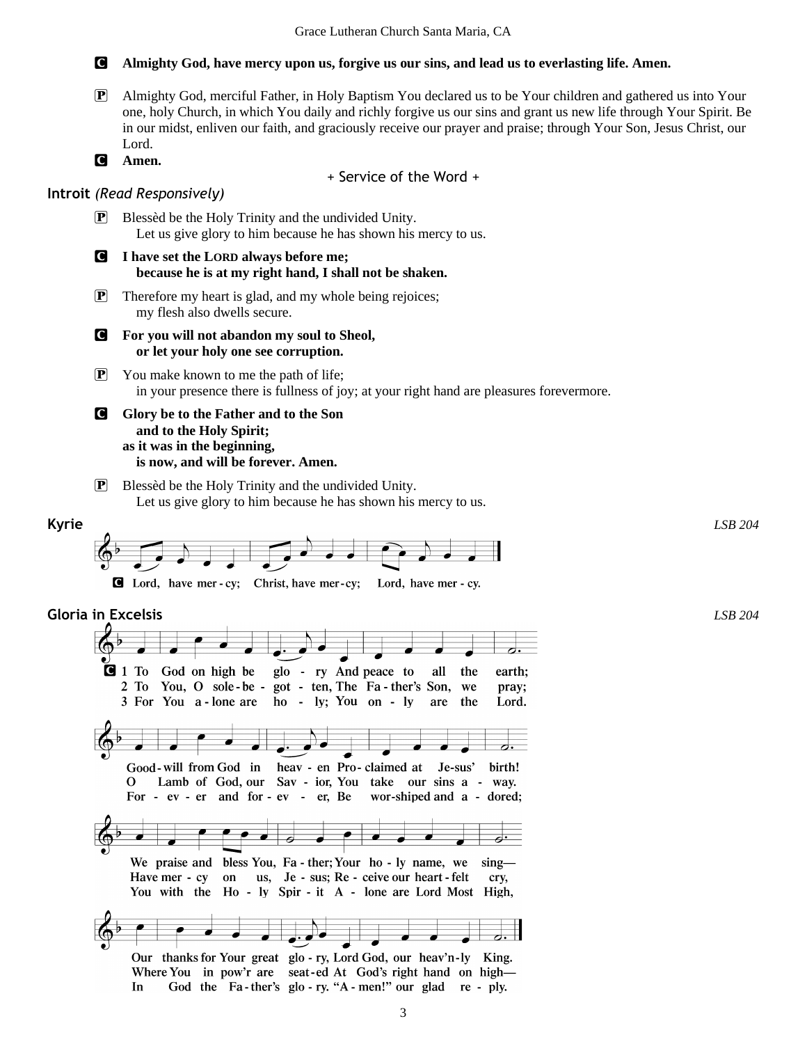**C** **Almighty God, have mercy upon us, forgive us our sins, and lead us to everlasting life. Amen.**

**P** Almighty God, merciful Father, in Holy Baptism You declared us to be Your children and gathered us into Your one, holy Church, in which You daily and richly forgive us our sins and grant us new life through Your Spirit. Be in our midst, enliven our faith, and graciously receive our prayer and praise; through Your Son, Jesus Christ, our Lord.

**C** **Amen.**

+ Service of the Word +

## Introit *(Read Responsively)*

**P** Blessèd be the Holy Trinity and the undivided Unity.
Let us give glory to him because he has shown his mercy to us.

**C** **I have set the LORD always before me;**
**because he is at my right hand, I shall not be shaken.**

**P** Therefore my heart is glad, and my whole being rejoices;
my flesh also dwells secure.

**C** **For you will not abandon my soul to Sheol,**
**or let your holy one see corruption.**

**P** You make known to me the path of life;
in your presence there is fullness of joy; at your right hand are pleasures forevermore.

**C** **Glory be to the Father and to the Son**
**and to the Holy Spirit;**
**as it was in the beginning,**
**is now, and will be forever. Amen.**

**P** Blessèd be the Holy Trinity and the undivided Unity.
Let us give glory to him because he has shown his mercy to us.

## Kyrie *LSB 204*

**C** Lord, have mer - cy; Christ, have mer - cy; Lord, have mer - cy.

## Gloria in Excelsis *LSB 204*

**C** 1 To God on high be glo - ry And peace to all the earth;
Good - will from God in heav - en Pro - claimed at Je - sus' birth!
We praise and bless You, Fa - ther; Your ho - ly name, we sing—
Our thanks for Your great glo - ry, Lord God, our heav'n - ly King.

2 To You, O sole - be - got - ten, The Fa - ther's Son, we pray;
O Lamb of God, our Sav - ior, You take our sins a - way.
Have mer - cy on us, Je - sus; Re - ceive our heart - felt cry,
Where You in pow'r are seat - ed At God's right hand on high—

3 For You a - lone are ho - ly; You on - ly are the Lord.
For - ev - er and for - ev - er, Be wor - shiped and a - dored;
You with the Ho - ly Spir - it A - lone are Lord Most High,
In God the Fa - ther's glo - ry. "A - men!" our glad re - ply.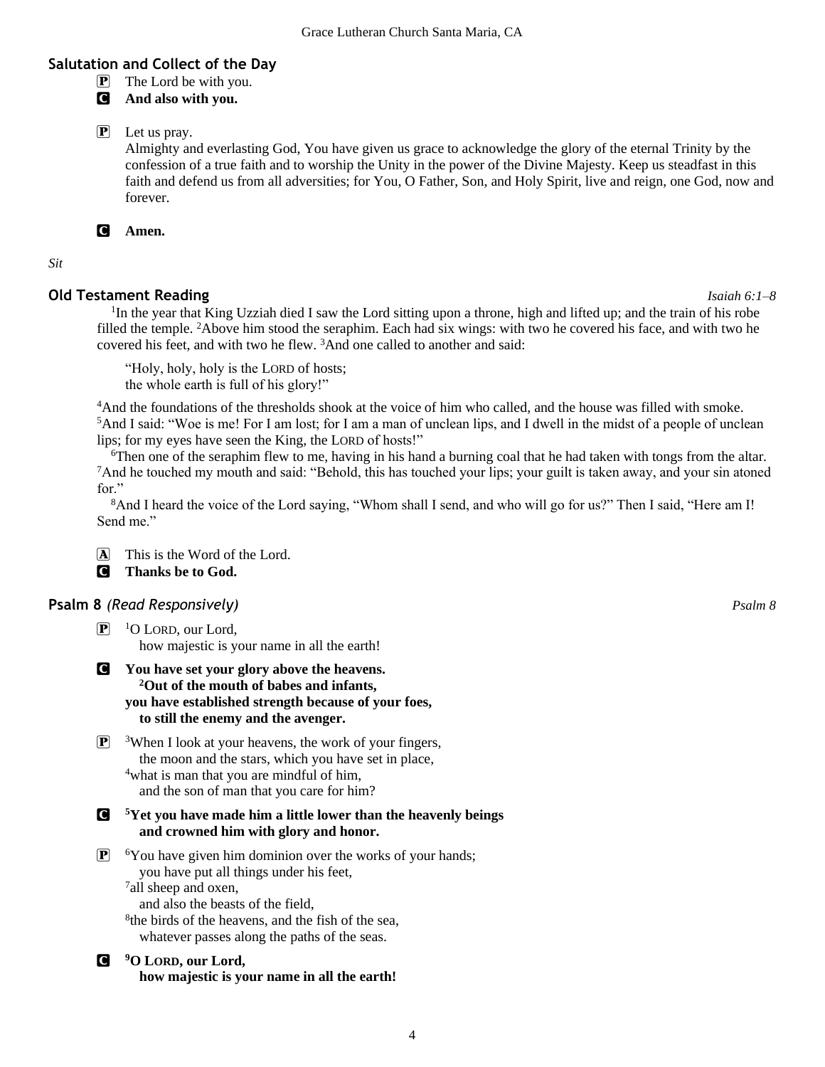## Salutation and Collect of the Day

P The Lord be with you.

C **And also with you.**

P Let us pray.
Almighty and everlasting God, You have given us grace to acknowledge the glory of the eternal Trinity by the confession of a true faith and to worship the Unity in the power of the Divine Majesty. Keep us steadfast in this faith and defend us from all adversities; for You, O Father, Son, and Holy Spirit, live and reign, one God, now and forever.

C **Amen.**

*Sit*

## Old Testament Reading *Isaiah 6:1–8*

[1]In the year that King Uzziah died I saw the Lord sitting upon a throne, high and lifted up; and the train of his robe filled the temple. [2]Above him stood the seraphim. Each had six wings: with two he covered his face, and with two he covered his feet, and with two he flew. [3]And one called to another and said:

"Holy, holy, holy is the LORD of hosts;
the whole earth is full of his glory!"

[4]And the foundations of the thresholds shook at the voice of him who called, and the house was filled with smoke. [5]And I said: "Woe is me! For I am lost; for I am a man of unclean lips, and I dwell in the midst of a people of unclean lips; for my eyes have seen the King, the LORD of hosts!"

[6]Then one of the seraphim flew to me, having in his hand a burning coal that he had taken with tongs from the altar. [7]And he touched my mouth and said: "Behold, this has touched your lips; your guilt is taken away, and your sin atoned for."

[8]And I heard the voice of the Lord saying, "Whom shall I send, and who will go for us?" Then I said, "Here am I! Send me."

A This is the Word of the Lord.

C **Thanks be to God.**

## Psalm 8 *(Read Responsively)* *Psalm 8*

P [1]O LORD, our Lord,
how majestic is your name in all the earth!

C **You have set your glory above the heavens.**
**[2]Out of the mouth of babes and infants,**
**you have established strength because of your foes,**
**to still the enemy and the avenger.**

P [3]When I look at your heavens, the work of your fingers,
the moon and the stars, which you have set in place,
[4]what is man that you are mindful of him,
and the son of man that you care for him?

C **[5]Yet you have made him a little lower than the heavenly beings**
**and crowned him with glory and honor.**

P [6]You have given him dominion over the works of your hands;
you have put all things under his feet,
[7]all sheep and oxen,
and also the beasts of the field,
[8]the birds of the heavens, and the fish of the sea,
whatever passes along the paths of the seas.

C **[9]O LORD, our Lord,**
**how majestic is your name in all the earth!**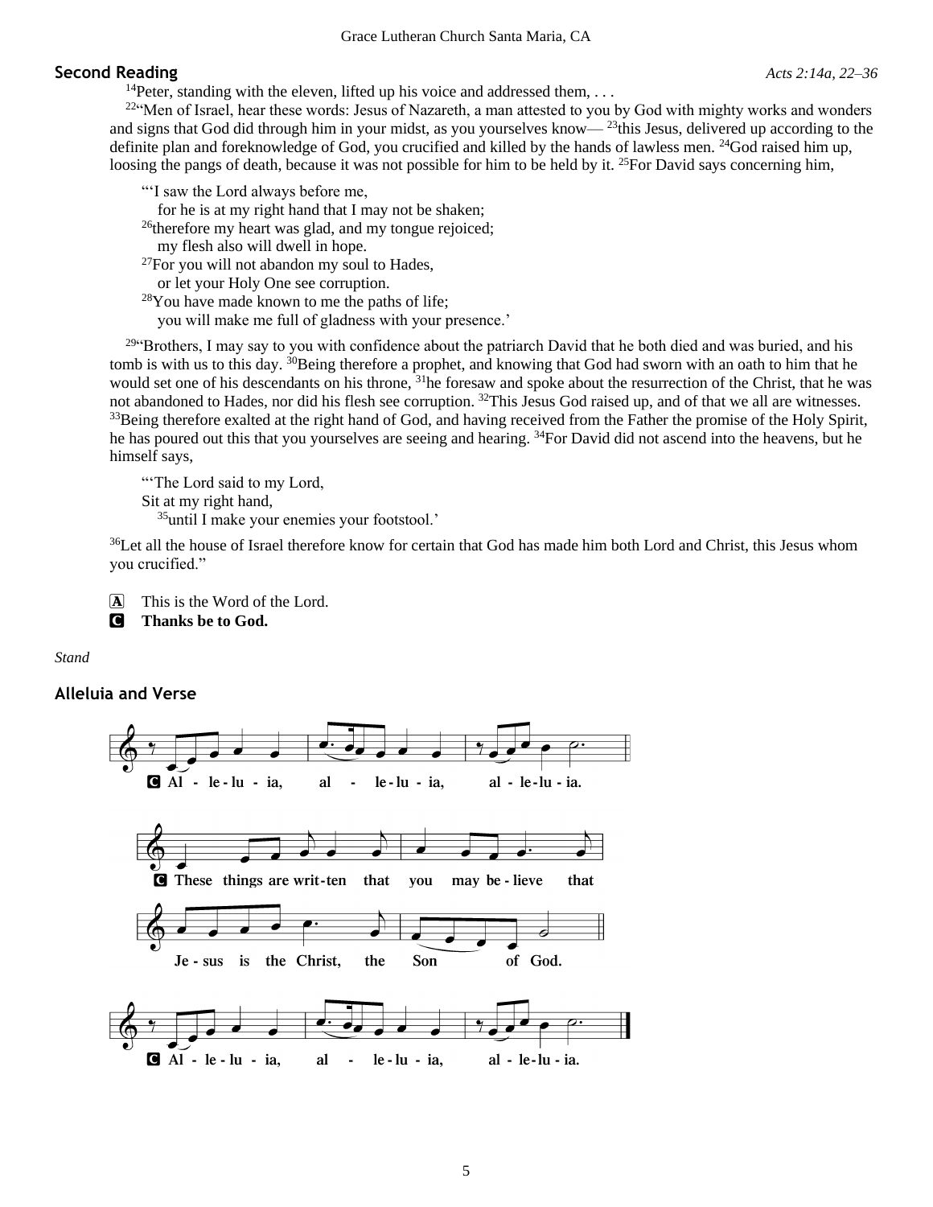## Second Reading

*Acts 2:14a, 22–36*

[14]Peter, standing with the eleven, lifted up his voice and addressed them, . . .

[22]"Men of Israel, hear these words: Jesus of Nazareth, a man attested to you by God with mighty works and wonders and signs that God did through him in your midst, as you yourselves know— [23]this Jesus, delivered up according to the definite plan and foreknowledge of God, you crucified and killed by the hands of lawless men. [24]God raised him up, loosing the pangs of death, because it was not possible for him to be held by it. [25]For David says concerning him,

"'I saw the Lord always before me,
 for he is at my right hand that I may not be shaken;
[26]therefore my heart was glad, and my tongue rejoiced;
 my flesh also will dwell in hope.
[27]For you will not abandon my soul to Hades,
 or let your Holy One see corruption.
[28]You have made known to me the paths of life;
 you will make me full of gladness with your presence.'

[29]"Brothers, I may say to you with confidence about the patriarch David that he both died and was buried, and his tomb is with us to this day. [30]Being therefore a prophet, and knowing that God had sworn with an oath to him that he would set one of his descendants on his throne, [31]he foresaw and spoke about the resurrection of the Christ, that he was not abandoned to Hades, nor did his flesh see corruption. [32]This Jesus God raised up, and of that we all are witnesses. [33]Being therefore exalted at the right hand of God, and having received from the Father the promise of the Holy Spirit, he has poured out this that you yourselves are seeing and hearing. [34]For David did not ascend into the heavens, but he himself says,

"'The Lord said to my Lord,
Sit at my right hand,
 [35]until I make your enemies your footstool.'

[36]Let all the house of Israel therefore know for certain that God has made him both Lord and Christ, this Jesus whom you crucified."

A This is the Word of the Lord.
C **Thanks be to God.**

*Stand*

## Alleluia and Verse

C **Al - le - lu - ia, al - le - lu - ia, al - le - lu - ia.**

C **These things are writ - ten that you may be - lieve that Je - sus is the Christ, the Son of God.**

C **Al - le - lu - ia, al - le - lu - ia, al - le - lu - ia.**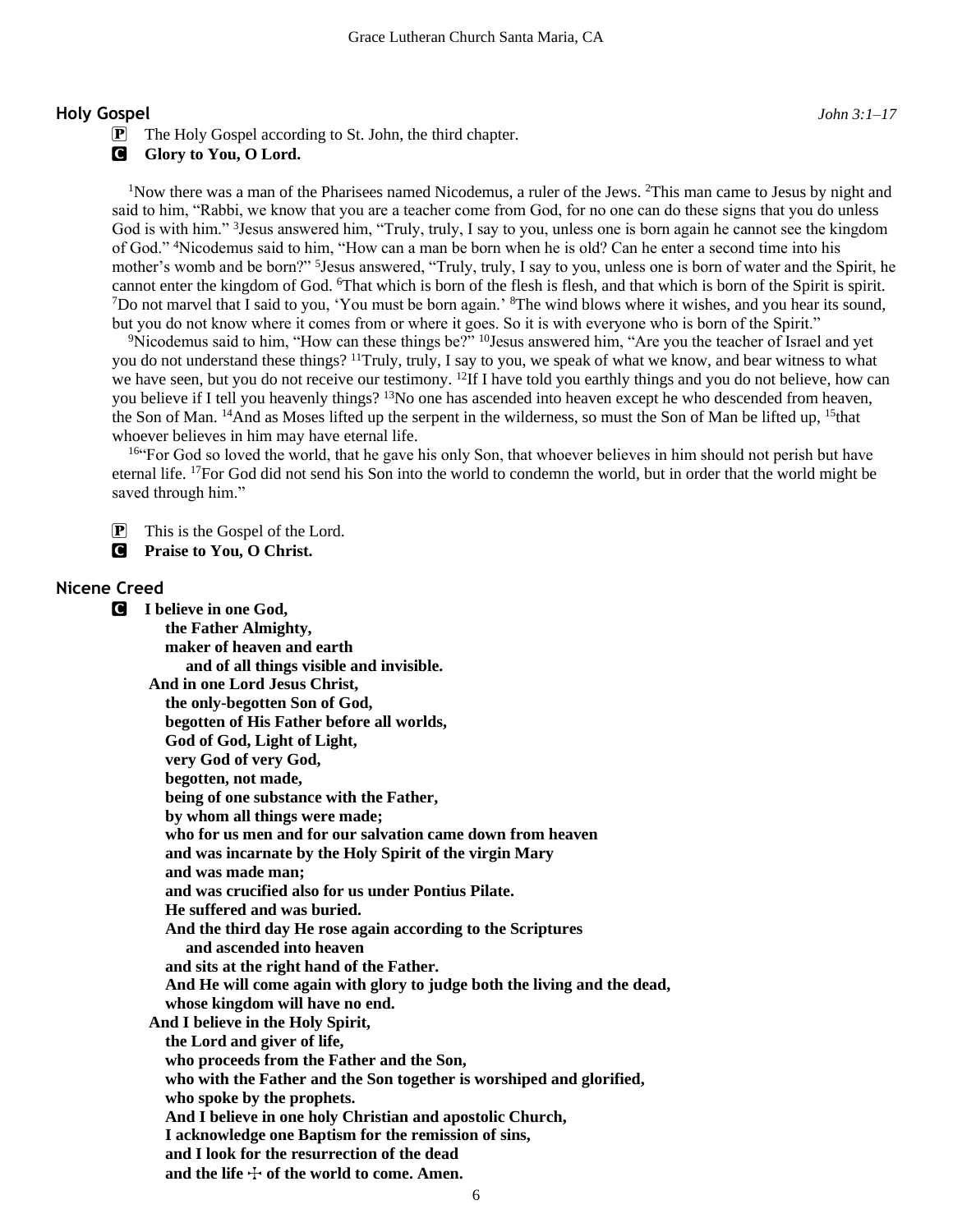## Holy Gospel

*John 3:1–17*

P The Holy Gospel according to St. John, the third chapter.

C **Glory to You, O Lord.**

[1]Now there was a man of the Pharisees named Nicodemus, a ruler of the Jews. [2]This man came to Jesus by night and said to him, "Rabbi, we know that you are a teacher come from God, for no one can do these signs that you do unless God is with him." [3]Jesus answered him, "Truly, truly, I say to you, unless one is born again he cannot see the kingdom of God." [4]Nicodemus said to him, "How can a man be born when he is old? Can he enter a second time into his mother's womb and be born?" [5]Jesus answered, "Truly, truly, I say to you, unless one is born of water and the Spirit, he cannot enter the kingdom of God. [6]That which is born of the flesh is flesh, and that which is born of the Spirit is spirit. [7]Do not marvel that I said to you, 'You must be born again.' [8]The wind blows where it wishes, and you hear its sound, but you do not know where it comes from or where it goes. So it is with everyone who is born of the Spirit."

[9]Nicodemus said to him, "How can these things be?" [10]Jesus answered him, "Are you the teacher of Israel and yet you do not understand these things? [11]Truly, truly, I say to you, we speak of what we know, and bear witness to what we have seen, but you do not receive our testimony. [12]If I have told you earthly things and you do not believe, how can you believe if I tell you heavenly things? [13]No one has ascended into heaven except he who descended from heaven, the Son of Man. [14]And as Moses lifted up the serpent in the wilderness, so must the Son of Man be lifted up, [15]that whoever believes in him may have eternal life.

[16]"For God so loved the world, that he gave his only Son, that whoever believes in him should not perish but have eternal life. [17]For God did not send his Son into the world to condemn the world, but in order that the world might be saved through him."

P This is the Gospel of the Lord.

C **Praise to You, O Christ.**

## Nicene Creed

C **I believe in one God,**
**the Father Almighty,**
**maker of heaven and earth**
**and of all things visible and invisible.**
**And in one Lord Jesus Christ,**
**the only-begotten Son of God,**
**begotten of His Father before all worlds,**
**God of God, Light of Light,**
**very God of very God,**
**begotten, not made,**
**being of one substance with the Father,**
**by whom all things were made;**
**who for us men and for our salvation came down from heaven**
**and was incarnate by the Holy Spirit of the virgin Mary**
**and was made man;**
**and was crucified also for us under Pontius Pilate.**
**He suffered and was buried.**
**And the third day He rose again according to the Scriptures**
**and ascended into heaven**
**and sits at the right hand of the Father.**
**And He will come again with glory to judge both the living and the dead,**
**whose kingdom will have no end.**
**And I believe in the Holy Spirit,**
**the Lord and giver of life,**
**who proceeds from the Father and the Son,**
**who with the Father and the Son together is worshiped and glorified,**
**who spoke by the prophets.**
**And I believe in one holy Christian and apostolic Church,**
**I acknowledge one Baptism for the remission of sins,**
**and I look for the resurrection of the dead**
**and the life ☩ of the world to come. Amen.**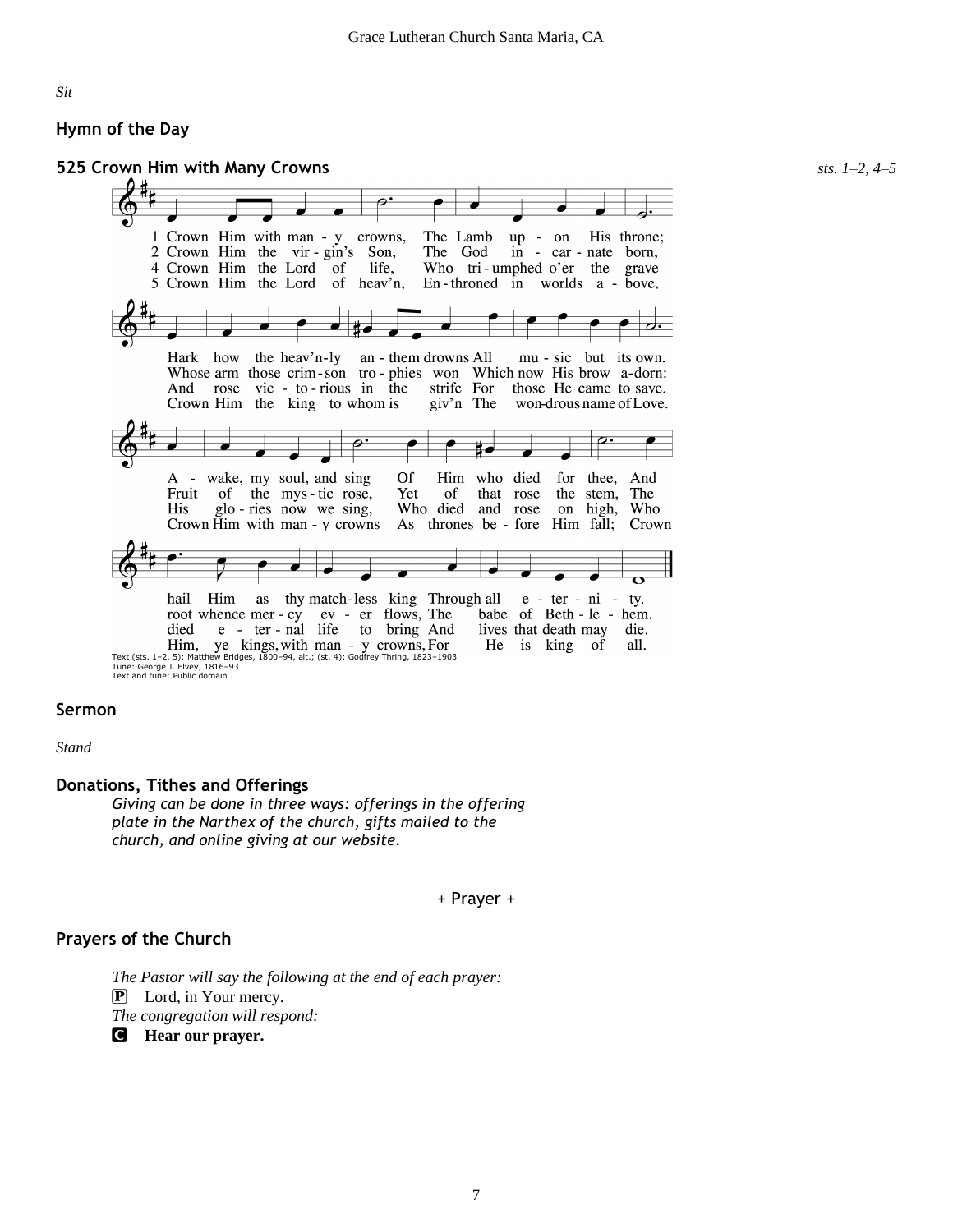*Sit*

## Hymn of the Day

### 525 Crown Him with Many Crowns

*sts. 1–2, 4–5*

1 Crown Him with many crowns, The Lamb upon His throne;
Hark how the heav'nly anthem drowns All music but its own.
Awake, my soul, and sing Of Him who died for thee,
And hail Him as thy matchless king Through all eternity.

2 Crown Him the virgin's Son, The God incarnate born,
Whose arm those crimson trophies won Which now His brow adorn:
Fruit of the mystic rose, Yet of that rose the stem,
The root whence mercy ever flows, The babe of Bethlehem.

4 Crown Him the Lord of life, Who triumphed o'er the grave
And rose victorious in the strife For those He came to save.
His glories now we sing, Who died and rose on high,
Who died eternal life to bring And lives that death may die.

5 Crown Him the Lord of heav'n, Enthroned in worlds above,
Crown Him the king to whom is giv'n The wondrous name of Love.
Crown Him with many crowns As thrones before Him fall;
Crown Him, ye kings, with many crowns, For He is king of all.

Text (sts. 1–2, 5): Matthew Bridges, 1800–94, alt.; (st. 4): Godfrey Thring, 1823–1903
Tune: George J. Elvey, 1816–93
Text and tune: Public domain

## Sermon

*Stand*

## Donations, Tithes and Offerings

*Giving can be done in three ways: offerings in the offering plate in the Narthex of the church, gifts mailed to the church, and online giving at our website.*

+ Prayer +

## Prayers of the Church

*The Pastor will say the following at the end of each prayer:*

P Lord, in Your mercy.

*The congregation will respond:*

C **Hear our prayer.**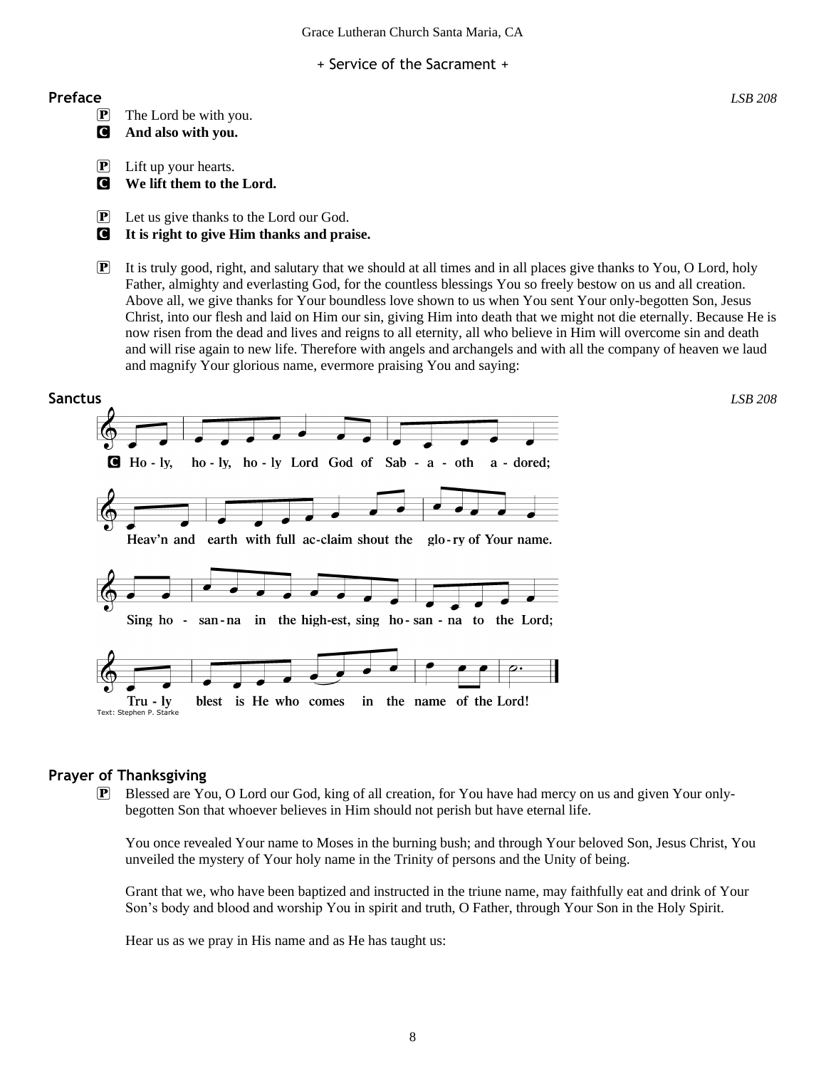Grace Lutheran Church Santa Maria, CA

+ Service of the Sacrament +

## Preface

*LSB 208*

P The Lord be with you.
**C And also with you.**

P Lift up your hearts.
**C We lift them to the Lord.**

P Let us give thanks to the Lord our God.
**C It is right to give Him thanks and praise.**

P It is truly good, right, and salutary that we should at all times and in all places give thanks to You, O Lord, holy Father, almighty and everlasting God, for the countless blessings You so freely bestow on us and all creation. Above all, we give thanks for Your boundless love shown to us when You sent Your only-begotten Son, Jesus Christ, into our flesh and laid on Him our sin, giving Him into death that we might not die eternally. Because He is now risen from the dead and lives and reigns to all eternity, all who believe in Him will overcome sin and death and will rise again to new life. Therefore with angels and archangels and with all the company of heaven we laud and magnify Your glorious name, evermore praising You and saying:

## Sanctus

*LSB 208*

C Ho - ly, ho - ly, ho - ly Lord God of Sab - a - oth a - dored;
Heav'n and earth with full ac-claim shout the glo - ry of Your name.
Sing ho - san - na in the high-est, sing ho - san - na to the Lord;
Tru - ly blest is He who comes in the name of the Lord!

Text: Stephen P. Starke

## Prayer of Thanksgiving

P Blessed are You, O Lord our God, king of all creation, for You have had mercy on us and given Your only-begotten Son that whoever believes in Him should not perish but have eternal life.

You once revealed Your name to Moses in the burning bush; and through Your beloved Son, Jesus Christ, You unveiled the mystery of Your holy name in the Trinity of persons and the Unity of being.

Grant that we, who have been baptized and instructed in the triune name, may faithfully eat and drink of Your Son's body and blood and worship You in spirit and truth, O Father, through Your Son in the Holy Spirit.

Hear us as we pray in His name and as He has taught us: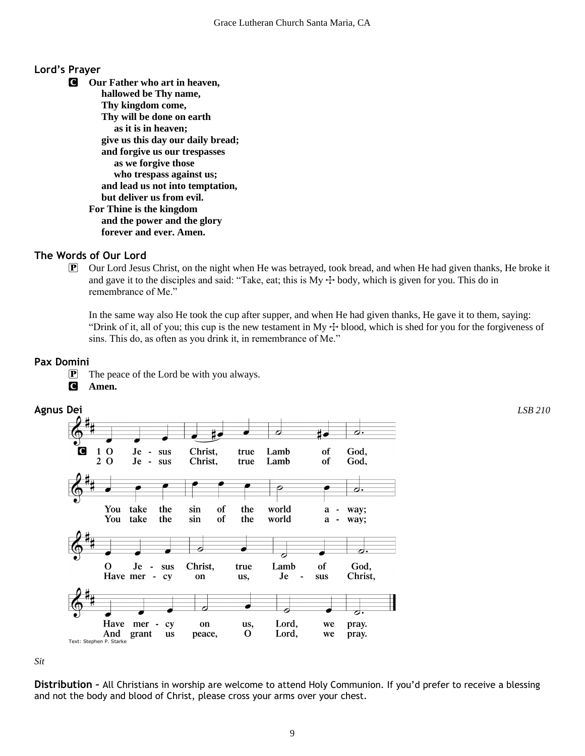## Lord's Prayer

**C** **Our Father who art in heaven,**
**hallowed be Thy name,**
**Thy kingdom come,**
**Thy will be done on earth**
**as it is in heaven;**
**give us this day our daily bread;**
**and forgive us our trespasses**
**as we forgive those**
**who trespass against us;**
**and lead us not into temptation,**
**but deliver us from evil.**
**For Thine is the kingdom**
**and the power and the glory**
**forever and ever. Amen.**

## The Words of Our Lord

**P** Our Lord Jesus Christ, on the night when He was betrayed, took bread, and when He had given thanks, He broke it and gave it to the disciples and said: "Take, eat; this is My ☩ body, which is given for you. This do in remembrance of Me."

In the same way also He took the cup after supper, and when He had given thanks, He gave it to them, saying: "Drink of it, all of you; this cup is the new testament in My ☩ blood, which is shed for you for the forgiveness of sins. This do, as often as you drink it, in remembrance of Me."

## Pax Domini

**P** The peace of the Lord be with you always.

**C** **Amen.**

## Agnus Dei

*LSB 210*

**C**
1 O Jesus Christ, true Lamb of God,
You take the sin of the world away;
O Jesus Christ, true Lamb of God,
Have mercy on us, Lord, we pray.

2 O Jesus Christ, true Lamb of God,
You take the sin of the world away;
Have mercy on us, Jesus Christ,
And grant us peace, O Lord, we pray.

Text: Stephen P. Starke

*Sit*

**Distribution** – All Christians in worship are welcome to attend Holy Communion. If you'd prefer to receive a blessing and not the body and blood of Christ, please cross your arms over your chest.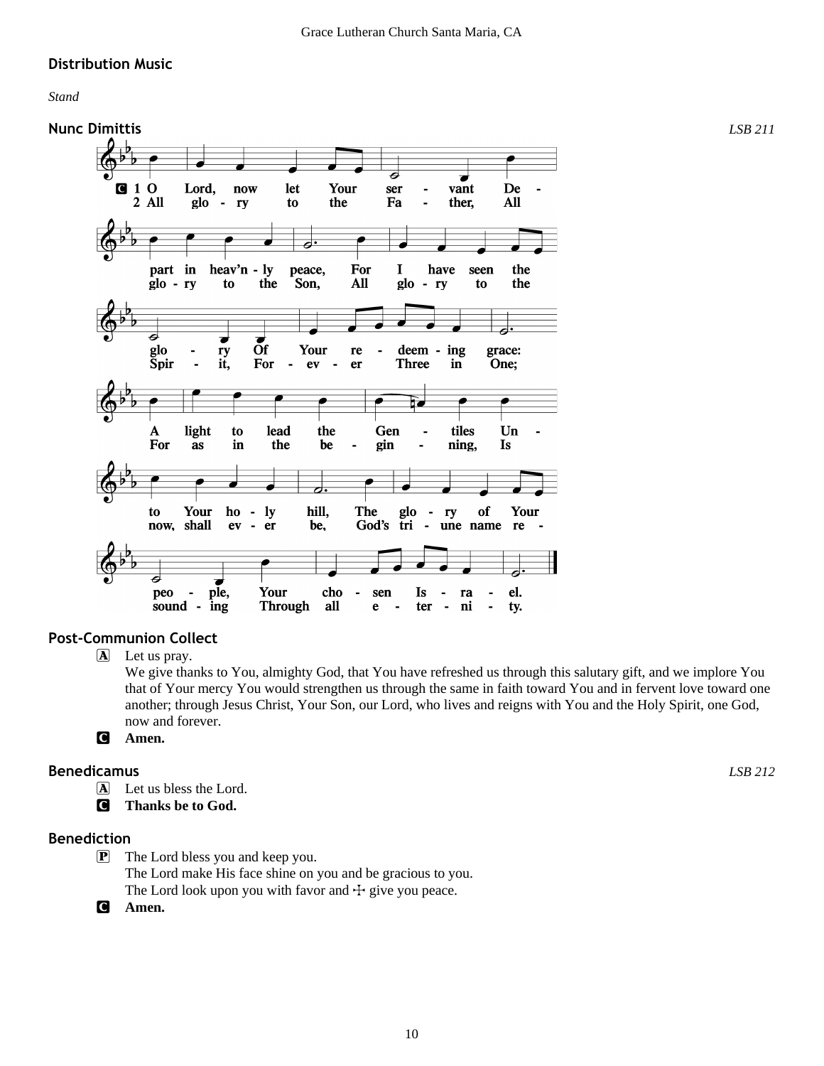## Distribution Music

*Stand*

## Nunc Dimittis

*LSB 211*

C 1 O Lord, now let Your servant Depart in heav'nly peace, For I have seen the glory Of Your redeeming grace: A light to lead the Gentiles Unto Your holy hill, The glory of Your people, Your chosen Israel.

2 All glory to the Father, All glory to the Son, All glory to the Spirit, Forever Three in One; For as in the beginning, Is now, shall ever be, God's triune name resounding Through all eternity.

## Post-Communion Collect

A Let us pray.
We give thanks to You, almighty God, that You have refreshed us through this salutary gift, and we implore You that of Your mercy You would strengthen us through the same in faith toward You and in fervent love toward one another; through Jesus Christ, Your Son, our Lord, who lives and reigns with You and the Holy Spirit, one God, now and forever.

C **Amen.**

## Benedicamus

*LSB 212*

A Let us bless the Lord.

C **Thanks be to God.**

## Benediction

P The Lord bless you and keep you.
The Lord make His face shine on you and be gracious to you.
The Lord look upon you with favor and ☩ give you peace.

C **Amen.**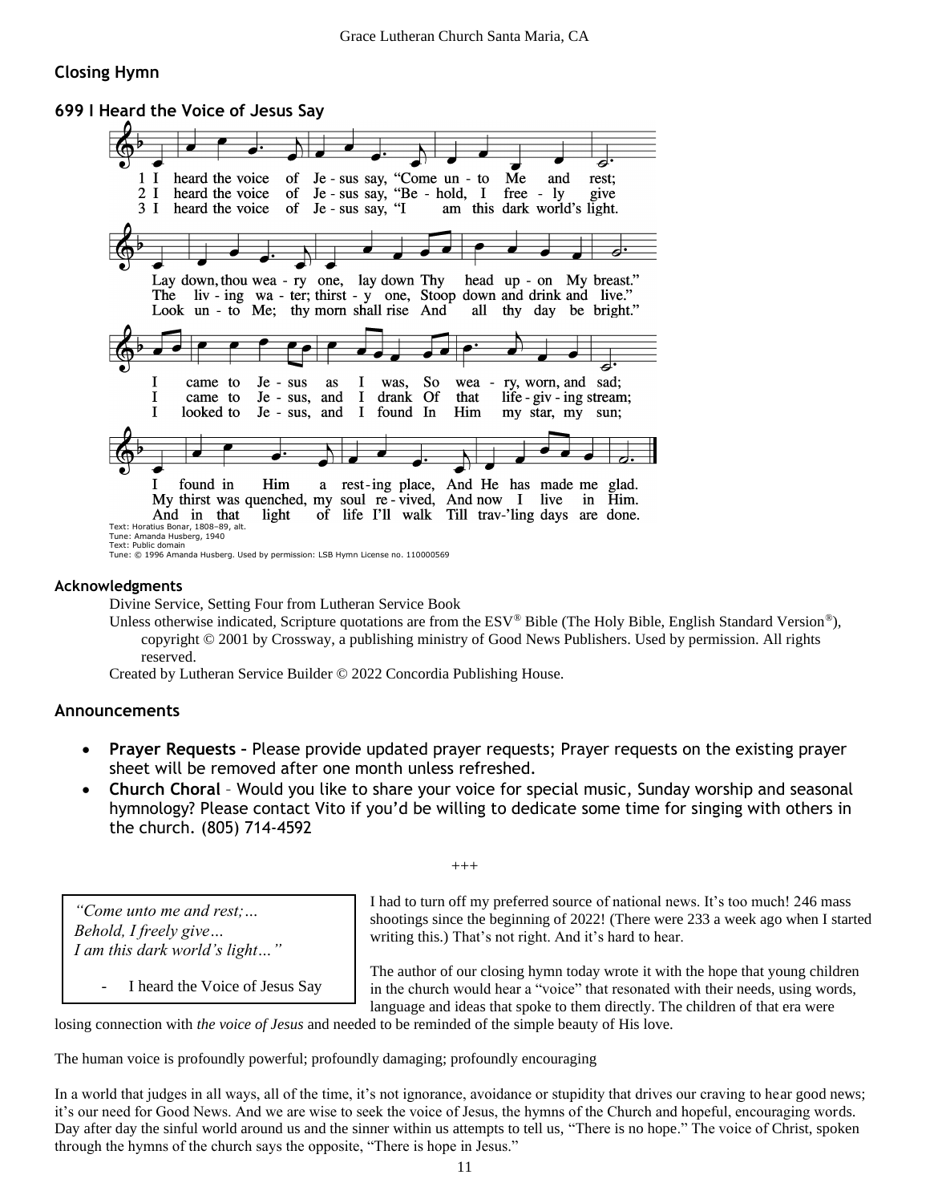## Closing Hymn

### 699 I Heard the Voice of Jesus Say

1 I heard the voice of Jesus say, "Come unto Me and rest;
Lay down, thou weary one, lay down Thy head upon My breast."
I came to Jesus as I was, So weary, worn, and sad;
I found in Him a resting place, And He has made me glad.

2 I heard the voice of Jesus say, "Behold, I freely give
The living water; thirsty one, Stoop down and drink and live."
I came to Jesus, and I drank Of that life-giving stream;
My thirst was quenched, my soul revived, And now I live in Him.

3 I heard the voice of Jesus say, "I am this dark world's light.
Look unto Me; thy morn shall rise And all thy day be bright."
I looked to Jesus, and I found In Him my star, my sun;
And in that light of life I'll walk Till trav'ling days are done.

Text: Horatius Bonar, 1808–89, alt.
Tune: Amanda Husberg, 1940
Text: Public domain
Tune: © 1996 Amanda Husberg. Used by permission: LSB Hymn License no. 110000569

### Acknowledgments

Divine Service, Setting Four from Lutheran Service Book

Unless otherwise indicated, Scripture quotations are from the ESV® Bible (The Holy Bible, English Standard Version®), copyright © 2001 by Crossway, a publishing ministry of Good News Publishers. Used by permission. All rights reserved.

Created by Lutheran Service Builder © 2022 Concordia Publishing House.

## Announcements

- **Prayer Requests –** Please provide updated prayer requests; Prayer requests on the existing prayer sheet will be removed after one month unless refreshed.
- **Church Choral** – Would you like to share your voice for special music, Sunday worship and seasonal hymnology? Please contact Vito if you'd be willing to dedicate some time for singing with others in the church. (805) 714-4592

+++

> *"Come unto me and rest;…*
> *Behold, I freely give…*
> *I am this dark world's light…"*
>
> - I heard the Voice of Jesus Say

I had to turn off my preferred source of national news. It's too much! 246 mass shootings since the beginning of 2022! (There were 233 a week ago when I started writing this.) That's not right. And it's hard to hear.

The author of our closing hymn today wrote it with the hope that young children in the church would hear a "voice" that resonated with their needs, using words, language and ideas that spoke to them directly. The children of that era were losing connection with *the voice of Jesus* and needed to be reminded of the simple beauty of His love.

The human voice is profoundly powerful; profoundly damaging; profoundly encouraging

In a world that judges in all ways, all of the time, it's not ignorance, avoidance or stupidity that drives our craving to hear good news; it's our need for Good News. And we are wise to seek the voice of Jesus, the hymns of the Church and hopeful, encouraging words. Day after day the sinful world around us and the sinner within us attempts to tell us, "There is no hope." The voice of Christ, spoken through the hymns of the church says the opposite, "There is hope in Jesus."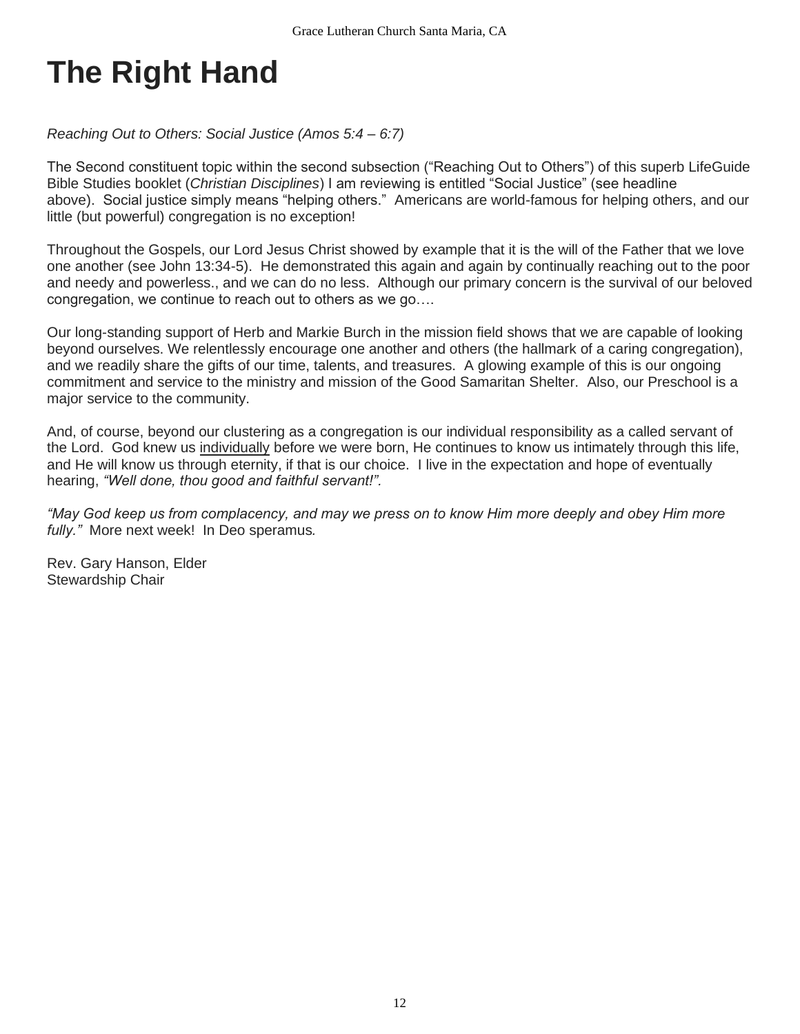# The Right Hand

*Reaching Out to Others: Social Justice (Amos 5:4 – 6:7)*

The Second constituent topic within the second subsection ("Reaching Out to Others") of this superb LifeGuide Bible Studies booklet (*Christian Disciplines*) I am reviewing is entitled "Social Justice" (see headline above). Social justice simply means "helping others." Americans are world-famous for helping others, and our little (but powerful) congregation is no exception!

Throughout the Gospels, our Lord Jesus Christ showed by example that it is the will of the Father that we love one another (see John 13:34-5). He demonstrated this again and again by continually reaching out to the poor and needy and powerless., and we can do no less. Although our primary concern is the survival of our beloved congregation, we continue to reach out to others as we go….

Our long-standing support of Herb and Markie Burch in the mission field shows that we are capable of looking beyond ourselves. We relentlessly encourage one another and others (the hallmark of a caring congregation), and we readily share the gifts of our time, talents, and treasures. A glowing example of this is our ongoing commitment and service to the ministry and mission of the Good Samaritan Shelter. Also, our Preschool is a major service to the community.

And, of course, beyond our clustering as a congregation is our individual responsibility as a called servant of the Lord. God knew us <u>individually</u> before we were born, He continues to know us intimately through this life, and He will know us through eternity, if that is our choice. I live in the expectation and hope of eventually hearing, *"Well done, thou good and faithful servant!".*

*"May God keep us from complacency, and may we press on to know Him more deeply and obey Him more fully."* More next week! In Deo speramus*.*

Rev. Gary Hanson, Elder
Stewardship Chair